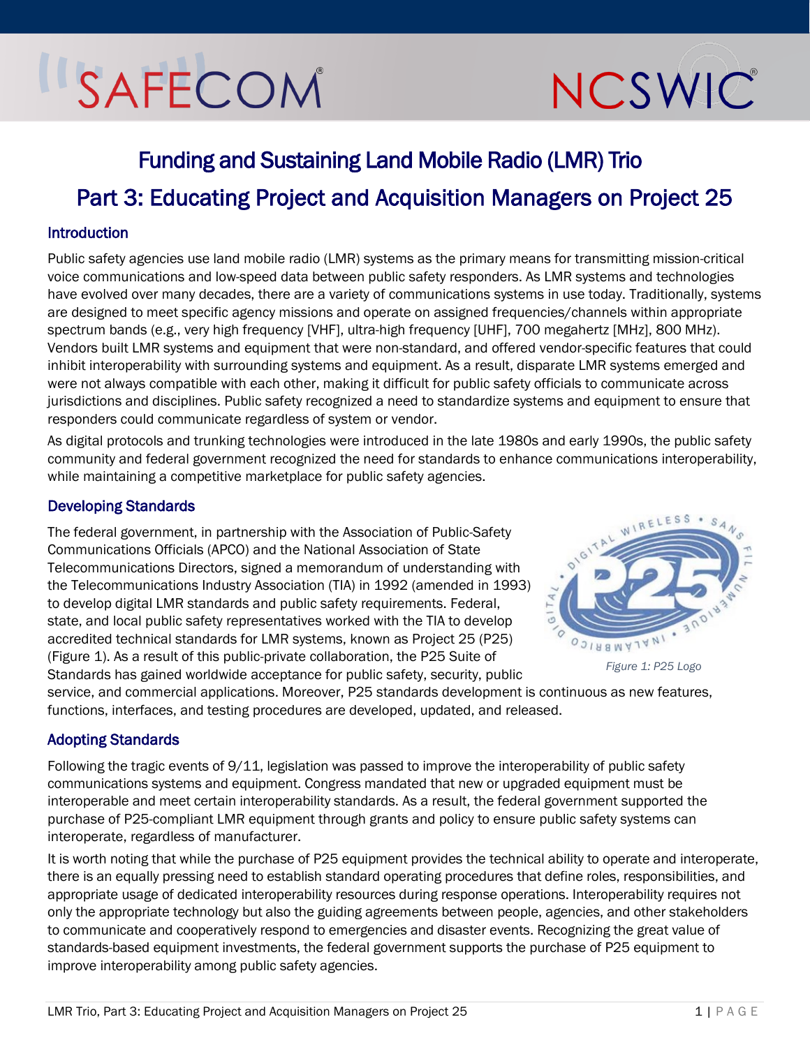# Funding and Sustaining Land Mobile Radio (LMR) Trio

# Part 3: Educating Project and Acquisition Managers on Project 25

## Introduction

Public safety agencies use land mobile radio (LMR) systems as the primary means for transmitting mission-critical voice communications and low-speed data between public safety responders. As LMR systems and technologies have evolved over many decades, there are a variety of communications systems in use today. Traditionally, systems are designed to meet specific agency missions and operate on assigned frequencies/channels within appropriate spectrum bands (e.g., very high frequency [VHF], ultra-high frequency [UHF], 700 megahertz [MHz], 800 MHz). Vendors built LMR systems and equipment that were non-standard, and offered vendor-specific features that could inhibit interoperability with surrounding systems and equipment. As a result, disparate LMR systems emerged and were not always compatible with each other, making it difficult for public safety officials to communicate across jurisdictions and disciplines. Public safety recognized a need to standardize systems and equipment to ensure that responders could communicate regardless of system or vendor.

As digital protocols and trunking technologies were introduced in the late 1980s and early 1990s, the public safety community and federal government recognized the need for standards to enhance communications interoperability, while maintaining a competitive marketplace for public safety agencies.

## Developing Standards

The federal government, in partnership with the Association of Public-Safety Communications Officials (APCO) and the National Association of State Telecommunications Directors, signed a memorandum of understanding with the Telecommunications Industry Association (TIA) in 1992 (amended in 1993) to develop digital LMR standards and public safety requirements. Federal, state, and local public safety representatives worked with the TIA to develop accredited technical standards for LMR systems, known as Project 25 (P25) (Figure 1). As a result of this public-private collaboration, the P25 Suite of Standards has gained worldwide acceptance for public safety, security, public service, and commercial applications. Moreover, P25 standards development is continuous as new features, functions, interfaces, and testing procedures are developed, updated, and released.

*Figure 1: P25 Logo*

## Adopting Standards

Following the tragic events of 9/11, legislation was passed to improve the interoperability of public safety communications systems and equipment. Congress mandated that new or upgraded equipment must be interoperable and meet certain interoperability standards. As a result, the federal government supported the purchase of P25-compliant LMR equipment through grants and policy to ensure public safety systems can interoperate, regardless of manufacturer.

It is worth noting that while the purchase of P25 equipment provides the technical ability to operate and interoperate, there is an equally pressing need to establish standard operating procedures that define roles, responsibilities, and appropriate usage of dedicated interoperability resources during response operations. Interoperability requires not only the appropriate technology but also the guiding agreements between people, agencies, and other stakeholders to communicate and cooperatively respond to emergencies and disaster events. Recognizing the great value of standards-based equipment investments, the federal government supports the purchase of P25 equipment to improve interoperability among public safety agencies.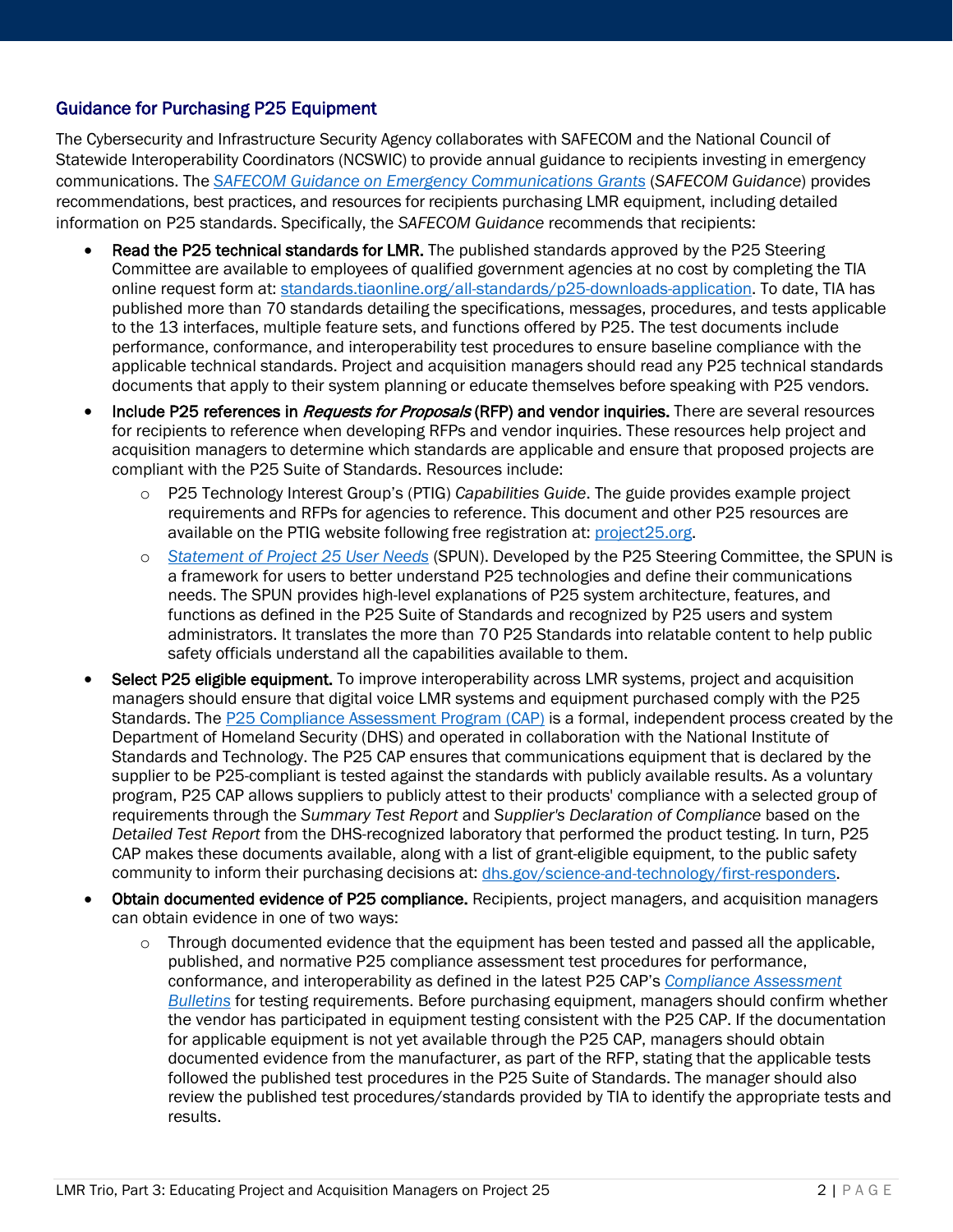## Guidance for Purchasing P25 Equipment

The Cybersecurity and Infrastructure Security Agency collaborates with SAFECOM and the National Council of Statewide Interoperability Coordinators (NCSWIC) to provide annual guidance to recipients investing in emergency communications. The *SAFECOM Guidance on Emergency Communications Grants* (*SAFECOM Guidance*) provides recommendations, best practices, and resources for recipients purchasing LMR equipment, including detailed information on P25 standards. Specifically, the *SAFECOM Guidance* recommends that recipients:

- **Read the P25 technical standards for LMR.** The published standards approved by the P25 Steering Committee are available to employees of qualified government agencies at no cost by completing the TIA online request form at: standards.tiaonline.org/all-standards/p25-downloads-application. To date, TIA has published more than 70 standards detailing the specifications, messages, procedures, and tests applicable to the 13 interfaces, multiple feature sets, and functions offered by P25. The test documents include performance, conformance, and interoperability test procedures to ensure baseline compliance with the applicable technical standards. Project and acquisition managers should read any P25 technical standards documents that apply to their system planning or educate themselves before speaking with P25 vendors.
- **Include P25 references in *Requests for Proposals* (RFP) and vendor inquiries.** There are several resources for recipients to reference when developing RFPs and vendor inquiries. These resources help project and acquisition managers to determine which standards are applicable and ensure that proposed projects are compliant with the P25 Suite of Standards. Resources include:
  - P25 Technology Interest Group's (PTIG) *Capabilities Guide*. The guide provides example project requirements and RFPs for agencies to reference. This document and other P25 resources are available on the PTIG website following free registration at: project25.org.
  - *Statement of Project 25 User Needs* (SPUN). Developed by the P25 Steering Committee, the SPUN is a framework for users to better understand P25 technologies and define their communications needs. The SPUN provides high-level explanations of P25 system architecture, features, and functions as defined in the P25 Suite of Standards and recognized by P25 users and system administrators. It translates the more than 70 P25 Standards into relatable content to help public safety officials understand all the capabilities available to them.
- **Select P25 eligible equipment.** To improve interoperability across LMR systems, project and acquisition managers should ensure that digital voice LMR systems and equipment purchased comply with the P25 Standards. The P25 Compliance Assessment Program (CAP) is a formal, independent process created by the Department of Homeland Security (DHS) and operated in collaboration with the National Institute of Standards and Technology. The P25 CAP ensures that communications equipment that is declared by the supplier to be P25-compliant is tested against the standards with publicly available results. As a voluntary program, P25 CAP allows suppliers to publicly attest to their products' compliance with a selected group of requirements through the *Summary Test Report* and *Supplier's Declaration of Compliance* based on the *Detailed Test Report* from the DHS-recognized laboratory that performed the product testing. In turn, P25 CAP makes these documents available, along with a list of grant-eligible equipment, to the public safety community to inform their purchasing decisions at: dhs.gov/science-and-technology/first-responders.
- **Obtain documented evidence of P25 compliance.** Recipients, project managers, and acquisition managers can obtain evidence in one of two ways:
  - Through documented evidence that the equipment has been tested and passed all the applicable, published, and normative P25 compliance assessment test procedures for performance, conformance, and interoperability as defined in the latest P25 CAP's *Compliance Assessment Bulletins* for testing requirements. Before purchasing equipment, managers should confirm whether the vendor has participated in equipment testing consistent with the P25 CAP. If the documentation for applicable equipment is not yet available through the P25 CAP, managers should obtain documented evidence from the manufacturer, as part of the RFP, stating that the applicable tests followed the published test procedures in the P25 Suite of Standards. The manager should also review the published test procedures/standards provided by TIA to identify the appropriate tests and results.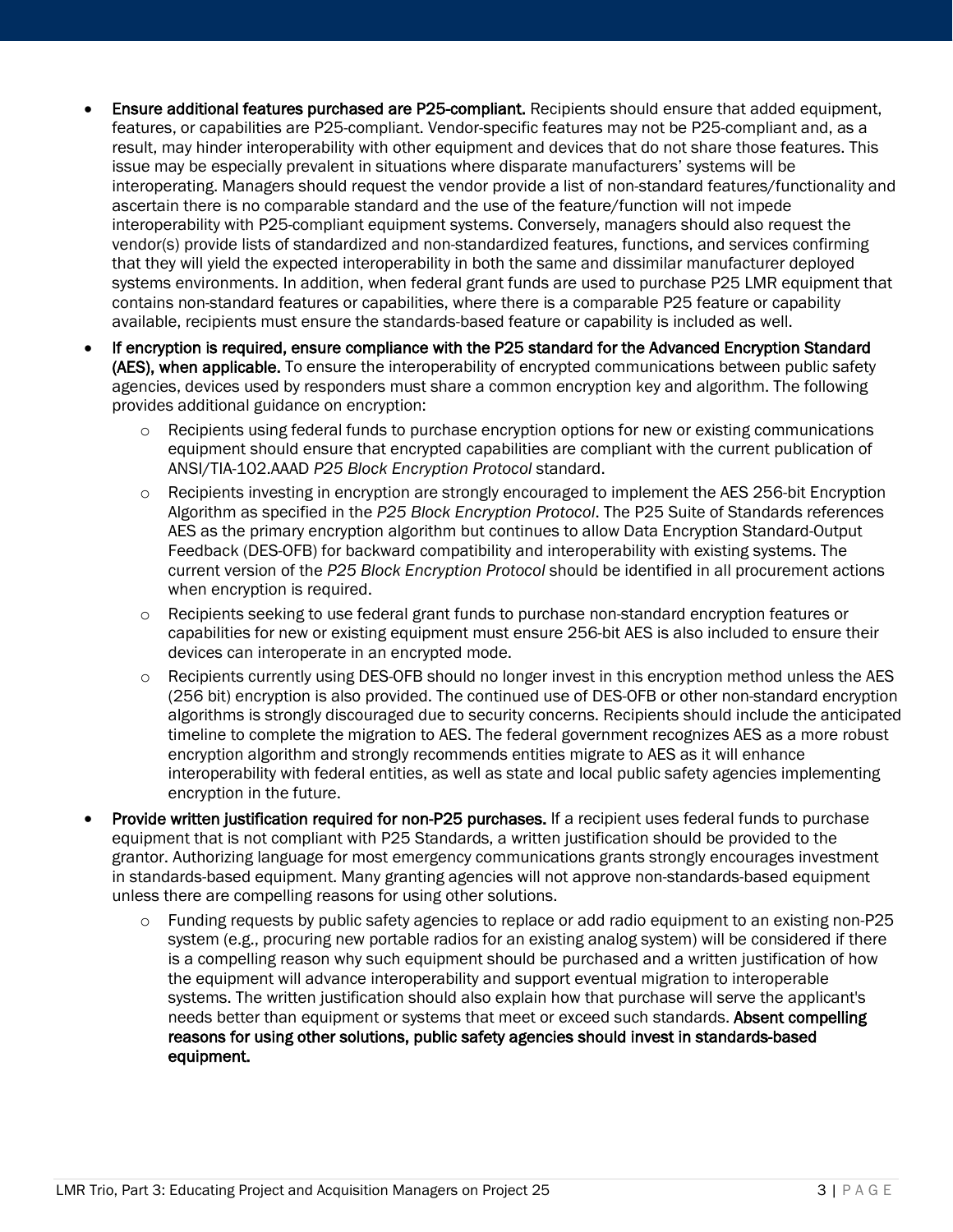- **Ensure additional features purchased are P25-compliant.** Recipients should ensure that added equipment, features, or capabilities are P25-compliant. Vendor-specific features may not be P25-compliant and, as a result, may hinder interoperability with other equipment and devices that do not share those features. This issue may be especially prevalent in situations where disparate manufacturers' systems will be interoperating. Managers should request the vendor provide a list of non-standard features/functionality and ascertain there is no comparable standard and the use of the feature/function will not impede interoperability with P25-compliant equipment systems. Conversely, managers should also request the vendor(s) provide lists of standardized and non-standardized features, functions, and services confirming that they will yield the expected interoperability in both the same and dissimilar manufacturer deployed systems environments. In addition, when federal grant funds are used to purchase P25 LMR equipment that contains non-standard features or capabilities, where there is a comparable P25 feature or capability available, recipients must ensure the standards-based feature or capability is included as well.
- **If encryption is required, ensure compliance with the P25 standard for the Advanced Encryption Standard (AES), when applicable.** To ensure the interoperability of encrypted communications between public safety agencies, devices used by responders must share a common encryption key and algorithm. The following provides additional guidance on encryption:
  - Recipients using federal funds to purchase encryption options for new or existing communications equipment should ensure that encrypted capabilities are compliant with the current publication of ANSI/TIA-102.AAAD *P25 Block Encryption Protocol* standard.
  - Recipients investing in encryption are strongly encouraged to implement the AES 256-bit Encryption Algorithm as specified in the *P25 Block Encryption Protocol*. The P25 Suite of Standards references AES as the primary encryption algorithm but continues to allow Data Encryption Standard-Output Feedback (DES-OFB) for backward compatibility and interoperability with existing systems. The current version of the *P25 Block Encryption Protocol* should be identified in all procurement actions when encryption is required.
  - Recipients seeking to use federal grant funds to purchase non-standard encryption features or capabilities for new or existing equipment must ensure 256-bit AES is also included to ensure their devices can interoperate in an encrypted mode.
  - Recipients currently using DES-OFB should no longer invest in this encryption method unless the AES (256 bit) encryption is also provided. The continued use of DES-OFB or other non-standard encryption algorithms is strongly discouraged due to security concerns. Recipients should include the anticipated timeline to complete the migration to AES. The federal government recognizes AES as a more robust encryption algorithm and strongly recommends entities migrate to AES as it will enhance interoperability with federal entities, as well as state and local public safety agencies implementing encryption in the future.
- **Provide written justification required for non-P25 purchases.** If a recipient uses federal funds to purchase equipment that is not compliant with P25 Standards, a written justification should be provided to the grantor. Authorizing language for most emergency communications grants strongly encourages investment in standards-based equipment. Many granting agencies will not approve non-standards-based equipment unless there are compelling reasons for using other solutions.
  - Funding requests by public safety agencies to replace or add radio equipment to an existing non-P25 system (e.g., procuring new portable radios for an existing analog system) will be considered if there is a compelling reason why such equipment should be purchased and a written justification of how the equipment will advance interoperability and support eventual migration to interoperable systems. The written justification should also explain how that purchase will serve the applicant's needs better than equipment or systems that meet or exceed such standards. **Absent compelling reasons for using other solutions, public safety agencies should invest in standards-based equipment.**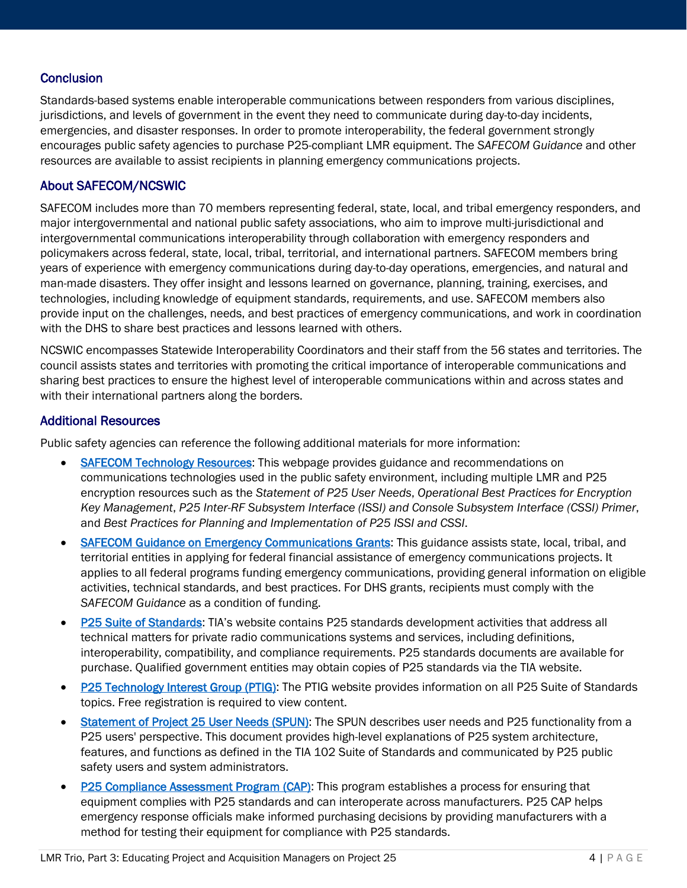## Conclusion

Standards-based systems enable interoperable communications between responders from various disciplines, jurisdictions, and levels of government in the event they need to communicate during day-to-day incidents, emergencies, and disaster responses. In order to promote interoperability, the federal government strongly encourages public safety agencies to purchase P25-compliant LMR equipment. The *SAFECOM Guidance* and other resources are available to assist recipients in planning emergency communications projects.

## About SAFECOM/NCSWIC

SAFECOM includes more than 70 members representing federal, state, local, and tribal emergency responders, and major intergovernmental and national public safety associations, who aim to improve multi-jurisdictional and intergovernmental communications interoperability through collaboration with emergency responders and policymakers across federal, state, local, tribal, territorial, and international partners. SAFECOM members bring years of experience with emergency communications during day-to-day operations, emergencies, and natural and man-made disasters. They offer insight and lessons learned on governance, planning, training, exercises, and technologies, including knowledge of equipment standards, requirements, and use. SAFECOM members also provide input on the challenges, needs, and best practices of emergency communications, and work in coordination with the DHS to share best practices and lessons learned with others.

NCSWIC encompasses Statewide Interoperability Coordinators and their staff from the 56 states and territories. The council assists states and territories with promoting the critical importance of interoperable communications and sharing best practices to ensure the highest level of interoperable communications within and across states and with their international partners along the borders.

## Additional Resources

Public safety agencies can reference the following additional materials for more information:

- SAFECOM Technology Resources: This webpage provides guidance and recommendations on communications technologies used in the public safety environment, including multiple LMR and P25 encryption resources such as the *Statement of P25 User Needs*, *Operational Best Practices for Encryption Key Management*, *P25 Inter-RF Subsystem Interface (ISSI) and Console Subsystem Interface (CSSI) Primer*, and *Best Practices for Planning and Implementation of P25 ISSI and CSSI*.
- SAFECOM Guidance on Emergency Communications Grants: This guidance assists state, local, tribal, and territorial entities in applying for federal financial assistance of emergency communications projects. It applies to all federal programs funding emergency communications, providing general information on eligible activities, technical standards, and best practices. For DHS grants, recipients must comply with the *SAFECOM Guidance* as a condition of funding.
- P25 Suite of Standards: TIA's website contains P25 standards development activities that address all technical matters for private radio communications systems and services, including definitions, interoperability, compatibility, and compliance requirements. P25 standards documents are available for purchase. Qualified government entities may obtain copies of P25 standards via the TIA website.
- P25 Technology Interest Group (PTIG): The PTIG website provides information on all P25 Suite of Standards topics. Free registration is required to view content.
- Statement of Project 25 User Needs (SPUN): The SPUN describes user needs and P25 functionality from a P25 users' perspective. This document provides high-level explanations of P25 system architecture, features, and functions as defined in the TIA 102 Suite of Standards and communicated by P25 public safety users and system administrators.
- P25 Compliance Assessment Program (CAP): This program establishes a process for ensuring that equipment complies with P25 standards and can interoperate across manufacturers. P25 CAP helps emergency response officials make informed purchasing decisions by providing manufacturers with a method for testing their equipment for compliance with P25 standards.